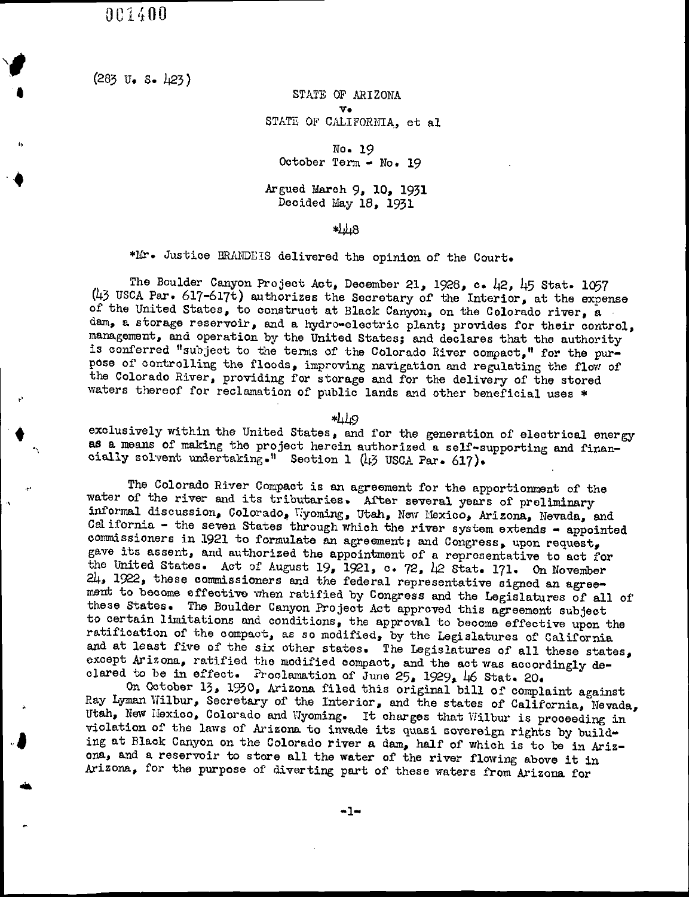001400

(283 U. S. 423)

STATE OF ARIZONA
v.
STATE OF CALIFORNIA, et al

No. 19
October Term - No. 19

Argued March 9, 10, 1931
Decided May 18, 1931

*448

*Mr. Justice BRANDEIS delivered the opinion of the Court.

The Boulder Canyon Project Act, December 21, 1928, c. 42, 45 Stat. 1057 (43 USCA Par. 617-617t) authorizes the Secretary of the Interior, at the expense of the United States, to construct at Black Canyon, on the Colorado river, a dam, a storage reservoir, and a hydro-electric plant; provides for their control, management, and operation by the United States; and declares that the authority is conferred "subject to the terms of the Colorado River compact," for the purpose of controlling the floods, improving navigation and regulating the flow of the Colorado River, providing for storage and for the delivery of the stored waters thereof for reclamation of public lands and other beneficial uses *

*449

exclusively within the United States, and for the generation of electrical energy as a means of making the project herein authorized a self-supporting and financially solvent undertaking." Section 1 (43 USCA Par. 617).

The Colorado River Compact is an agreement for the apportionment of the water of the river and its tributaries. After several years of preliminary informal discussion, Colorado, Wyoming, Utah, New Mexico, Arizona, Nevada, and California - the seven States through which the river system extends - appointed commissioners in 1921 to formulate an agreement; and Congress, upon request, gave its assent, and authorized the appointment of a representative to act for the United States. Act of August 19, 1921, c. 72, 42 Stat. 171. On November 24, 1922, these commissioners and the federal representative signed an agreement to become effective when ratified by Congress and the Legislatures of all of these States. The Boulder Canyon Project Act approved this agreement subject to certain limitations and conditions, the approval to become effective upon the ratification of the compact, as so modified, by the Legislatures of California and at least five of the six other states. The Legislatures of all these states, except Arizona, ratified the modified compact, and the act was accordingly declared to be in effect. Proclamation of June 25, 1929, 46 Stat. 20.

On October 13, 1930, Arizona filed this original bill of complaint against Ray Lyman Wilbur, Secretary of the Interior, and the states of California, Nevada, Utah, New Mexico, Colorado and Wyoming. It charges that Wilbur is proceeding in violation of the laws of Arizona to invade its quasi sovereign rights by building at Black Canyon on the Colorado river a dam, half of which is to be in Arizona, and a reservoir to store all the water of the river flowing above it in Arizona, for the purpose of diverting part of these waters from Arizona for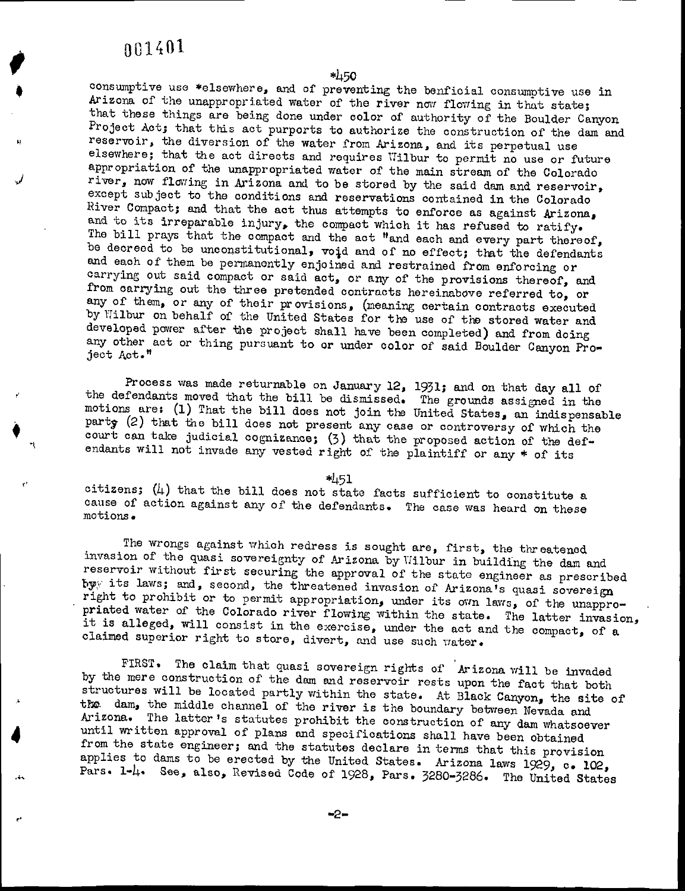*450

consumptive use *elsewhere, and of preventing the benficial consumptive use in Arizona of the unappropriated water of the river now flowing in that state; that these things are being done under color of authority of the Boulder Canyon Project Act; that this act purports to authorize the construction of the dam and reservoir, the diversion of the water from Arizona, and its perpetual use elsewhere; that the act directs and requires Wilbur to permit no use or future appropriation of the unappropriated water of the main stream of the Colorado river, now flowing in Arizona and to be stored by the said dam and reservoir, except subject to the conditions and reservations contained in the Colorado River Compact; and that the act thus attempts to enforce as against Arizona, and to its irreparable injury, the compact which it has refused to ratify. The bill prays that the compact and the act "and each and every part thereof, be decreed to be unconstitutional, void and of no effect; that the defendants and each of them be permanently enjoined and restrained from enforcing or carrying out said compact or said act, or any of the provisions thereof, and from carrying out the three pretended contracts hereinabove referred to, or any of them, or any of their provisions, (meaning certain contracts executed by Wilbur on behalf of the United States for the use of the stored water and developed power after the project shall have been completed) and from doing any other act or thing pursuant to or under color of said Boulder Canyon Project Act."

Process was made returnable on January 12, 1931; and on that day all of the defendants moved that the bill be dismissed. The grounds assigned in the motions are: (1) That the bill does not join the United States, an indispensable party (2) that the bill does not present any case or controversy of which the court can take judicial cognizance; (3) that the proposed action of the defendants will not invade any vested right of the plaintiff or any * of its

*451

citizens; (4) that the bill does not state facts sufficient to constitute a cause of action against any of the defendants. The case was heard on these motions.

The wrongs against which redress is sought are, first, the threatened invasion of the quasi sovereignty of Arizona by Wilbur in building the dam and reservoir without first securing the approval of the state engineer as prescribed by its laws; and, second, the threatened invasion of Arizona's quasi sovereign right to prohibit or to permit appropriation, under its own laws, of the unappropriated water of the Colorado river flowing within the state. The latter invasion, it is alleged, will consist in the exercise, under the act and the compact, of a claimed superior right to store, divert, and use such water.

FIRST. The claim that quasi sovereign rights of Arizona will be invaded by the mere construction of the dam and reservoir rests upon the fact that both structures will be located partly within the state. At Black Canyon, the site of the dam, the middle channel of the river is the boundary between Nevada and Arizona. The latter's statutes prohibit the construction of any dam whatsoever until written approval of plans and specifications shall have been obtained from the state engineer; and the statutes declare in terms that this provision applies to dams to be erected by the United States. Arizona laws 1929, c. 102, Pars. 1-4. See, also, Revised Code of 1928, Pars. 3280-3286. The United States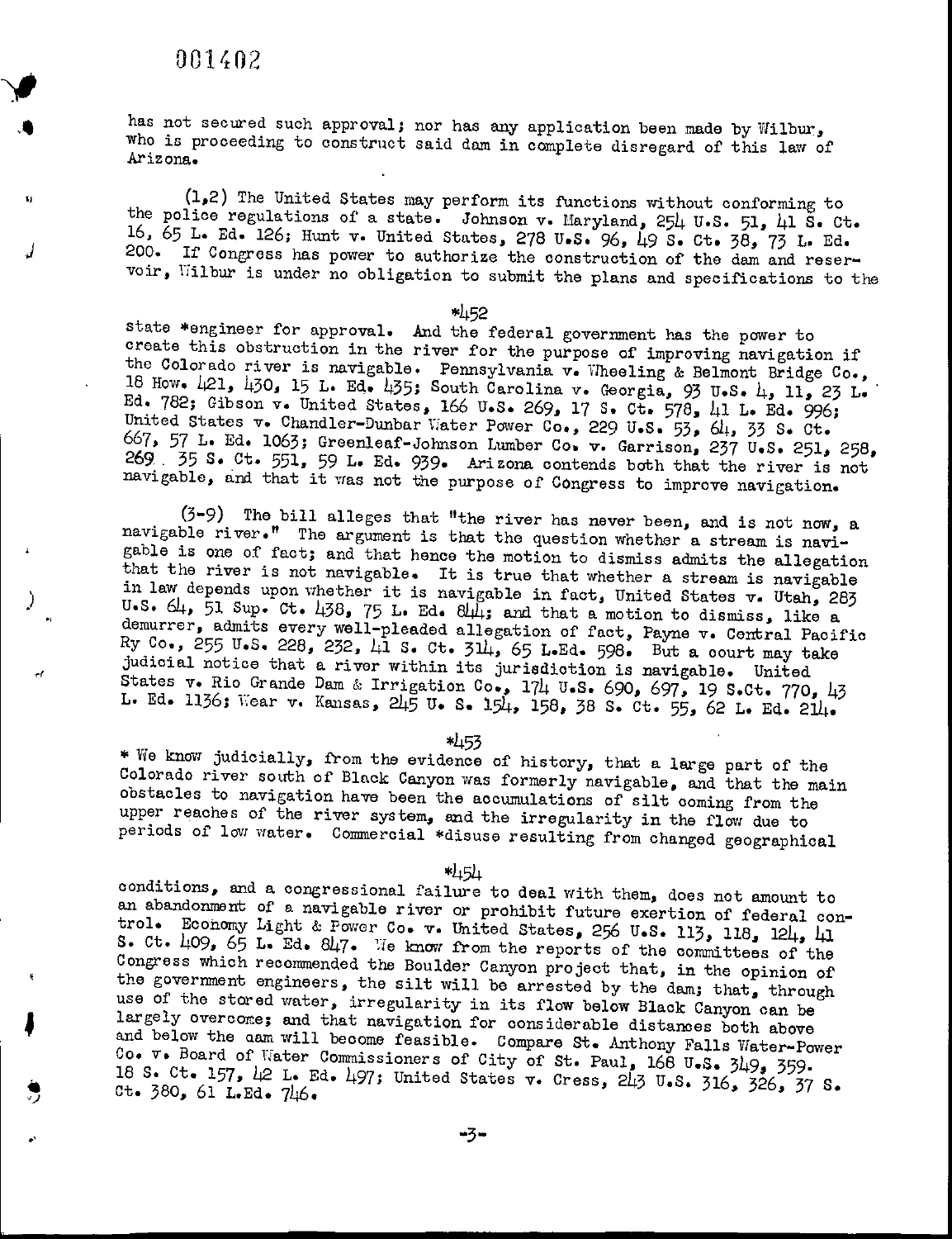has not secured such approval; nor has any application been made by Wilbur, who is proceeding to construct said dam in complete disregard of this law of Arizona.

(1,2) The United States may perform its functions without conforming to the police regulations of a state. Johnson v. Maryland, 254 U.S. 51, 41 S. Ct. 16, 65 L. Ed. 126; Hunt v. United States, 278 U.S. 96, 49 S. Ct. 38, 73 L. Ed. 200. If Congress has power to authorize the construction of the dam and reservoir, Wilbur is under no obligation to submit the plans and specifications to the

*452

state *engineer for approval. And the federal government has the power to create this obstruction in the river for the purpose of improving navigation if the Colorado river is navigable. Pennsylvania v. Wheeling & Belmont Bridge Co., 18 How. 421, 430, 15 L. Ed. 435; South Carolina v. Georgia, 93 U.S. 4, 11, 23 L. Ed. 782; Gibson v. United States, 166 U.S. 269, 17 S. Ct. 578, 41 L. Ed. 996; United States v. Chandler-Dunbar Water Power Co., 229 U.S. 53, 64, 33 S. Ct. 667, 57 L. Ed. 1063; Greenleaf-Johnson Lumber Co. v. Garrison, 237 U.S. 251, 258, 269. 35 S. Ct. 551, 59 L. Ed. 939. Arizona contends both that the river is not navigable, and that it was not the purpose of Congress to improve navigation.

(3-9) The bill alleges that "the river has never been, and is not now, a navigable river." The argument is that the question whether a stream is navigable is one of fact; and that hence the motion to dismiss admits the allegation that the river is not navigable. It is true that whether a stream is navigable in law depends upon whether it is navigable in fact, United States v. Utah, 283 U.S. 64, 51 Sup. Ct. 438, 75 L. Ed. 844; and that a motion to dismiss, like a demurrer, admits every well-pleaded allegation of fact, Payne v. Central Pacific Ry Co., 255 U.S. 228, 232, 41 S. Ct. 314, 65 L.Ed. 598. But a court may take judicial notice that a river within its jurisdiction is navigable. United States v. Rio Grande Dam & Irrigation Co., 174 U.S. 690, 697, 19 S.Ct. 770, 43 L. Ed. 1136; Wear v. Kansas, 245 U. S. 154, 158, 38 S. Ct. 55, 62 L. Ed. 214.

*453

* We know judicially, from the evidence of history, that a large part of the Colorado river south of Black Canyon was formerly navigable, and that the main obstacles to navigation have been the accumulations of silt coming from the upper reaches of the river system, and the irregularity in the flow due to periods of low water. Commercial *disuse resulting from changed geographical

*454

conditions, and a congressional failure to deal with them, does not amount to an abandonment of a navigable river or prohibit future exertion of federal control. Economy Light & Power Co. v. United States, 256 U.S. 113, 118, 124, 41 S. Ct. 409, 65 L. Ed. 847. We know from the reports of the committees of the Congress which recommended the Boulder Canyon project that, in the opinion of the government engineers, the silt will be arrested by the dam; that, through use of the stored water, irregularity in its flow below Black Canyon can be largely overcome; and that navigation for considerable distances both above and below the dam will become feasible. Compare St. Anthony Falls Water-Power Co. v. Board of Water Commissioners of City of St. Paul, 168 U.S. 349, 359. 18 S. Ct. 157, 42 L. Ed. 497; United States v. Cress, 243 U.S. 316, 326, 37 S. Ct. 380, 61 L.Ed. 746.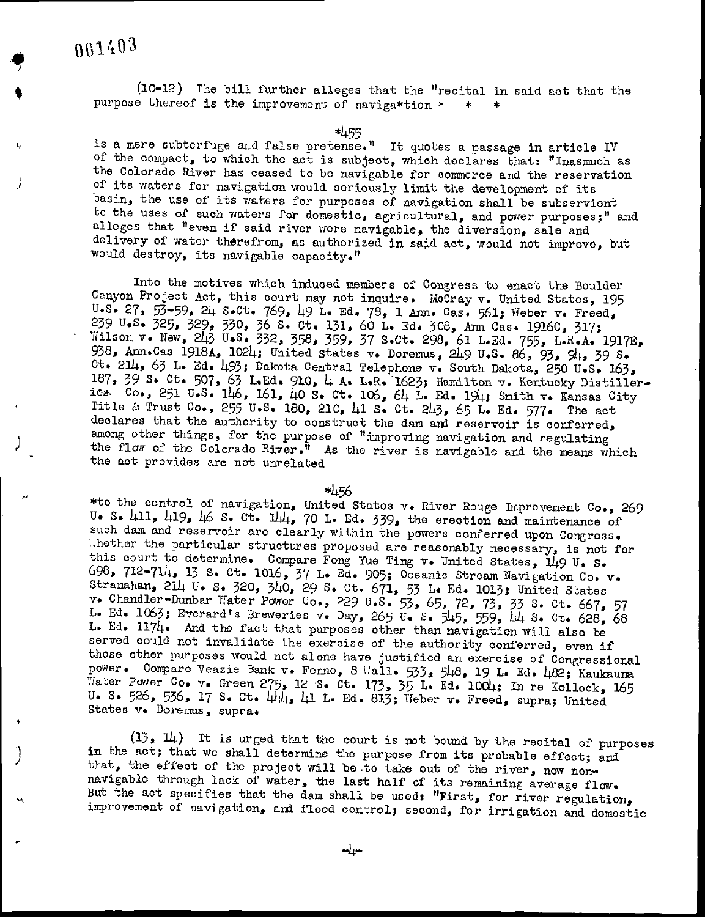(10-12) The bill further alleges that the "recital in said act that the purpose thereof is the improvement of naviga*tion * * *

*455

is a mere subterfuge and false pretense." It quotes a passage in article IV of the compact, to which the act is subject, which declares that: "Inasmuch as the Colorado River has ceased to be navigable for commerce and the reservation of its waters for navigation would seriously limit the development of its basin, the use of its waters for purposes of navigation shall be subservient to the uses of such waters for domestic, agricultural, and power purposes;" and alleges that "even if said river were navigable, the diversion, sale and delivery of water therefrom, as authorized in said act, would not improve, but would destroy, its navigable capacity."

Into the motives which induced members of Congress to enact the Boulder Canyon Project Act, this court may not inquire. McCray v. United States, 195 U.S. 27, 53-59, 24 S.Ct. 769, 49 L. Ed. 78, 1 Ann. Cas. 561; Weber v. Freed, 239 U.S. 325, 329, 330, 36 S. Ct. 131, 60 L. Ed. 308, Ann Cas. 1916C, 317; Wilson v. New, 243 U.S. 332, 358, 359, 37 S.Ct. 298, 61 L.Ed. 755, L.R.A. 1917E, 938, Ann.Cas 1918A, 1024; United States v. Doremus, 249 U.S. 86, 93, 94, 39 S. Ct. 214, 63 L. Ed. 493; Dakota Central Telephone v. South Dakota, 250 U.S. 163, 187, 39 S. Ct. 507, 63 L.Ed. 910, 4 A. L.R. 1623; Hamilton v. Kentucky Distilleries Co., 251 U.S. 146, 161, 40 S. Ct. 106, 64 L. Ed. 194; Smith v. Kansas City Title & Trust Co., 255 U.S. 180, 210, 41 S. Ct. 243, 65 L. Ed. 577. The act declares that the authority to construct the dam and reservoir is conferred, among other things, for the purpose of "improving navigation and regulating the flow of the Colorado River." As the river is navigable and the means which the act provides are not unrelated

*456

*to the control of navigation, United States v. River Rouge Improvement Co., 269 U. S. 411, 419, 46 S. Ct. 144, 70 L. Ed. 339, the erection and maintenance of such dam and reservoir are clearly within the powers conferred upon Congress. Whether the particular structures proposed are reasonably necessary, is not for this court to determine. Compare Fong Yue Ting v. United States, 149 U. S. 698, 712-714, 13 S. Ct. 1016, 37 L. Ed. 905; Oceanic Stream Navigation Co. v. Stranahan, 214 U. S. 320, 340, 29 S. Ct. 671, 53 L. Ed. 1013; United States v. Chandler-Dunbar Water Power Co., 229 U.S. 53, 65, 72, 73, 33 S. Ct. 667, 57 L. Ed. 1063; Everard's Breweries v. Day, 265 U. S. 545, 559, 44 S. Ct. 628, 68 L. Ed. 1174. And the fact that purposes other than navigation will also be served could not invalidate the exercise of the authority conferred, even if those other purposes would not alone have justified an exercise of Congressional power. Compare Veazie Bank v. Fenno, 8 Wall. 533, 548, 19 L. Ed. 482; Kaukauna Water Power Co. v. Green 275, 12 S. Ct. 173, 35 L. Ed. 1004; In re Kollock, 165 U. S. 526, 536, 17 S. Ct. 444, 41 L. Ed. 813; Weber v. Freed, supra; United States v. Doremus, supra.

(13, 14) It is urged that the court is not bound by the recital of purposes in the act; that we shall determine the purpose from its probable effect; and that, the effect of the project will be to take out of the river, now non-navigable through lack of water, the last half of its remaining average flow. But the act specifies that the dam shall be used: "First, for river regulation, improvement of navigation, and flood control; second, for irrigation and domestic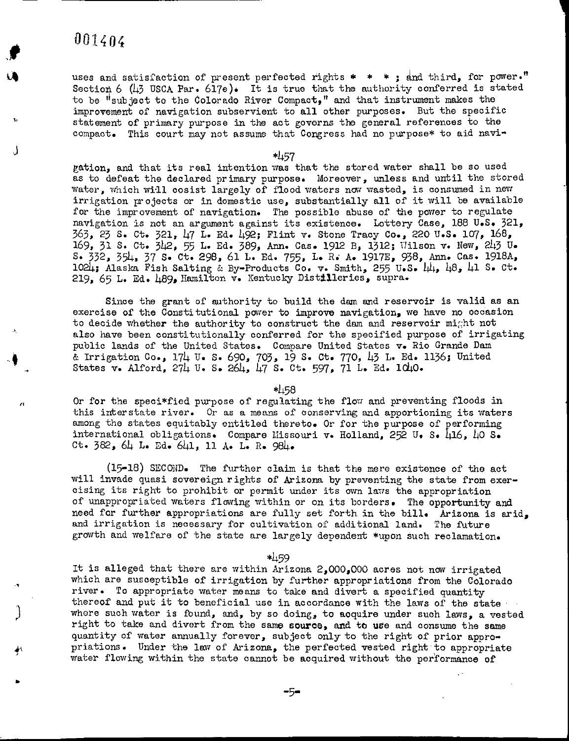uses and satisfaction of present perfected rights * * * ; and third, for power." Section 6 (43 USCA Par. 617e). It is true that the authority conferred is stated to be "subject to the Colorado River Compact," and that instrument makes the improvement of navigation subservient to all other purposes. But the specific statement of primary purpose in the act governs the general references to the compact. This court may not assume that Congress had no purpose* to aid navi-

*457

gation, and that its real intention was that the stored water shall be so used as to defeat the declared primary purpose. Moreover, unless and until the stored water, which will cosist largely of flood waters now wasted, is consumed in new irrigation projects or in domestic use, substantially all of it will be available for the improvement of navigation. The possible abuse of the power to regulate navigation is not an argument against its existence. Lottery Case, 188 U.S. 321, 363, 23 S. Ct. 321, 47 L. Ed. 492; Flint v. Stone Tracy Co., 220 U.S. 107, 168, 169, 31 S. Ct. 342, 55 L. Ed. 389, Ann. Cas. 1912 B, 1312; Wilson v. New, 243 U. S. 332, 354, 37 S. Ct. 298, 61 L. Ed. 755, L. R. A. 1917E, 938, Ann. Cas. 1918A, 1024; Alaska Fish Salting & By-Products Co. v. Smith, 255 U.S. 44, 48, 41 S. Ct. 219, 65 L. Ed. 489, Hamilton v. Kentucky Distilleries, supra.

Since the grant of authority to build the dam and reservoir is valid as an exercise of the Constitutional power to improve navigation, we have no occasion to decide whether the authority to construct the dam and reservoir might not also have been constitutionally conferred for the specified purpose of irrigating public lands of the United States. Compare United States v. Rio Grande Dam & Irrigation Co., 174 U. S. 690, 703, 19 S. Ct. 770, 43 L. Ed. 1136; United States v. Alford, 274 U. S. 264, 47 S. Ct. 597, 71 L. Ed. 1040.

*458

Or for the speci*fied purpose of regulating the flow and preventing floods in this interstate river. Or as a means of conserving and apportioning its waters among the states equitably entitled thereto. Or for the purpose of performing international obligations. Compare Missouri v. Holland, 252 U. S. 416, 40 S. Ct. 382, 64 L. Ed. 641, 11 A. L. R. 984.

(15-18) SECOND. The further claim is that the mere existence of the act will invade quasi sovereign rights of Arizona by preventing the state from exercising its right to prohibit or permit under its own laws the appropriation of unappropriated waters flowing within or on its borders. The opportunity and need for further appropriations are fully set forth in the bill. Arizona is arid, and irrigation is necessary for cultivation of additional land. The future growth and welfare of the state are largely dependent *upon such reclamation.

*459

It is alleged that there are within Arizona 2,000,000 acres not now irrigated which are susceptible of irrigation by further appropriations from the Colorado river. To appropriate water means to take and divert a specified quantity thereof and put it to beneficial use in accordance with the laws of the state where such water is found, and, by so doing, to acquire under such laws, a vested right to take and divert from the same source, and to use and consume the same quantity of water annually forever, subject only to the right of prior appropriations. Under the law of Arizona, the perfected vested right to appropriate water flowing within the state cannot be acquired without the performance of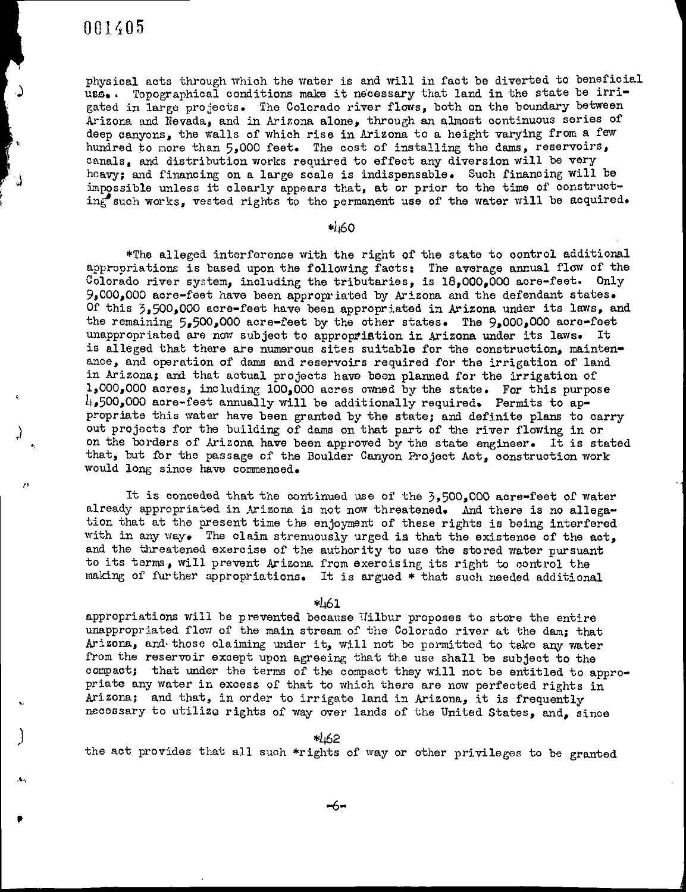physical acts through which the water is and will in fact be diverted to beneficial use. Topographical conditions make it necessary that land in the state be irrigated in large projects. The Colorado river flows, both on the boundary between Arizona and Nevada, and in Arizona alone, through an almost continuous series of deep canyons, the walls of which rise in Arizona to a height varying from a few hundred to more than 5,000 feet. The cost of installing the dams, reservoirs, canals, and distribution works required to effect any diversion will be very heavy; and financing on a large scale is indispensable. Such financing will be impossible unless it clearly appears that, at or prior to the time of constructing such works, vested rights to the permanent use of the water will be acquired.

*460

*The alleged interference with the right of the state to control additional appropriations is based upon the following facts: The average annual flow of the Colorado river system, including the tributaries, is 18,000,000 acre-feet. Only 9,000,000 acre-feet have been appropriated by Arizona and the defendant states. Of this 3,500,000 acre-feet have been appropriated in Arizona under its laws, and the remaining 5,500,000 acre-feet by the other states. The 9,000,000 acre-feet unappropriated are now subject to appropriation in Arizona under its laws. It is alleged that there are numerous sites suitable for the construction, maintenance, and operation of dams and reservoirs required for the irrigation of land in Arizona; and that actual projects have been planned for the irrigation of 1,000,000 acres, including 100,000 acres owned by the state. For this purpose 4,500,000 acre-feet annually will be additionally required. Permits to appropriate this water have been granted by the state; and definite plans to carry out projects for the building of dams on that part of the river flowing in or on the borders of Arizona have been approved by the state engineer. It is stated that, but for the passage of the Boulder Canyon Project Act, construction work would long since have commenced.

It is conceded that the continued use of the 3,500,000 acre-feet of water already appropriated in Arizona is not now threatened. And there is no allegation that at the present time the enjoyment of these rights is being interfered with in any way. The claim strenuously urged is that the existence of the act, and the threatened exercise of the authority to use the stored water pursuant to its terms, will prevent Arizona from exercising its right to control the making of further appropriations. It is argued * that such needed additional

*461

appropriations will be prevented because Wilbur proposes to store the entire unappropriated flow of the main stream of the Colorado river at the dam; that Arizona, and those claiming under it, will not be permitted to take any water from the reservoir except upon agreeing that the use shall be subject to the compact; that under the terms of the compact they will not be entitled to appropriate any water in excess of that to which there are now perfected rights in Arizona; and that, in order to irrigate land in Arizona, it is frequently necessary to utilize rights of way over lands of the United States, and, since

*462

the act provides that all such *rights of way or other privileges to be granted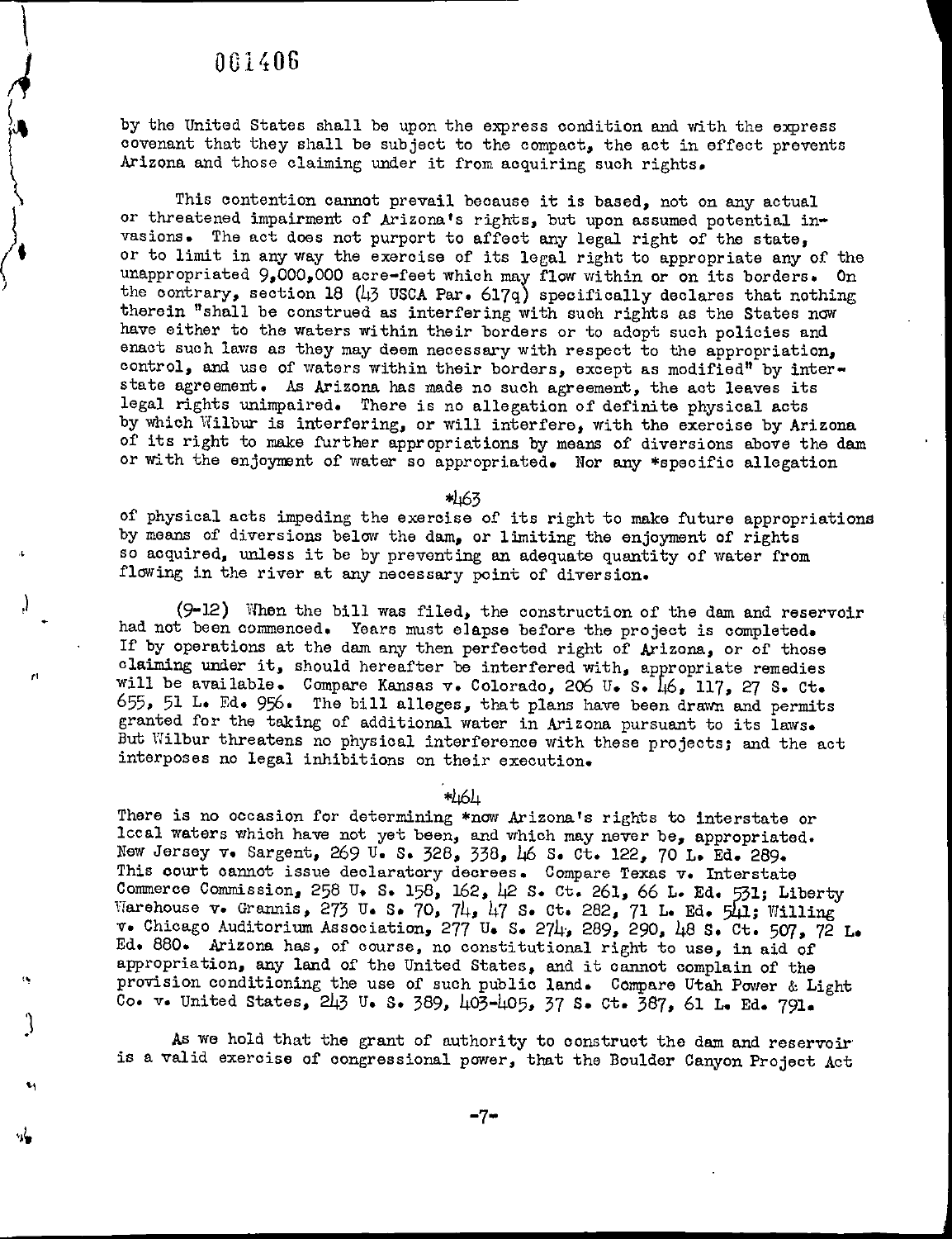by the United States shall be upon the express condition and with the express covenant that they shall be subject to the compact, the act in effect prevents Arizona and those claiming under it from acquiring such rights.

This contention cannot prevail because it is based, not on any actual or threatened impairment of Arizona's rights, but upon assumed potential invasions. The act does not purport to affect any legal right of the state, or to limit in any way the exercise of its legal right to appropriate any of the unappropriated 9,000,000 acre-feet which may flow within or on its borders. On the contrary, section 18 (43 USCA Par. 617q) specifically declares that nothing therein "shall be construed as interfering with such rights as the States now have either to the waters within their borders or to adopt such policies and enact such laws as they may deem necessary with respect to the appropriation, control, and use of waters within their borders, except as modified" by interstate agreement. As Arizona has made no such agreement, the act leaves its legal rights unimpaired. There is no allegation of definite physical acts by which Wilbur is interfering, or will interfere, with the exercise by Arizona of its right to make further appropriations by means of diversions above the dam or with the enjoyment of water so appropriated. Nor any *specific allegation

*463

of physical acts impeding the exercise of its right to make future appropriations by means of diversions below the dam, or limiting the enjoyment of rights so acquired, unless it be by preventing an adequate quantity of water from flowing in the river at any necessary point of diversion.

(9-12) When the bill was filed, the construction of the dam and reservoir had not been commenced. Years must elapse before the project is completed. If by operations at the dam any then perfected right of Arizona, or of those claiming under it, should hereafter be interfered with, appropriate remedies will be available. Compare Kansas v. Colorado, 206 U. S. 46, 117, 27 S. Ct. 655, 51 L. Ed. 956. The bill alleges, that plans have been drawn and permits granted for the taking of additional water in Arizona pursuant to its laws. But Wilbur threatens no physical interference with these projects; and the act interposes no legal inhibitions on their execution.

*464

There is no occasion for determining *now Arizona's rights to interstate or local waters which have not yet been, and which may never be, appropriated. New Jersey v. Sargent, 269 U. S. 328, 338, 46 S. Ct. 122, 70 L. Ed. 289. This court cannot issue declaratory decrees. Compare Texas v. Interstate Commerce Commission, 258 U. S. 158, 162, 42 S. Ct. 261, 66 L. Ed. 531; Liberty Warehouse v. Grannis, 273 U. S. 70, 74, 47 S. Ct. 282, 71 L. Ed. 541; Willing v. Chicago Auditorium Association, 277 U. S. 274, 289, 290, 48 S. Ct. 507, 72 L. Ed. 880. Arizona has, of course, no constitutional right to use, in aid of appropriation, any land of the United States, and it cannot complain of the provision conditioning the use of such public land. Compare Utah Power & Light Co. v. United States, 243 U. S. 389, 403-405, 37 S. Ct. 387, 61 L. Ed. 791.

As we hold that the grant of authority to construct the dam and reservoir is a valid exercise of congressional power, that the Boulder Canyon Project Act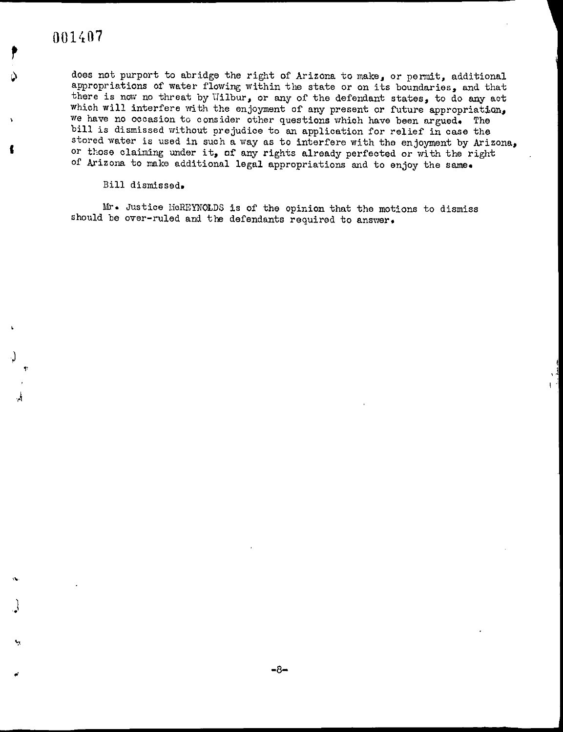does not purport to abridge the right of Arizona to make, or permit, additional appropriations of water flowing within the state or on its boundaries, and that there is now no threat by Wilbur, or any of the defendant states, to do any act which will interfere with the enjoyment of any present or future appropriation, we have no occasion to consider other questions which have been argued. The bill is dismissed without prejudice to an application for relief in case the stored water is used in such a way as to interfere with the enjoyment by Arizona, or those claiming under it, of any rights already perfected or with the right of Arizona to make additional legal appropriations and to enjoy the same.

Bill dismissed.

Mr. Justice McREYNOLDS is of the opinion that the motions to dismiss should be over-ruled and the defendants required to answer.